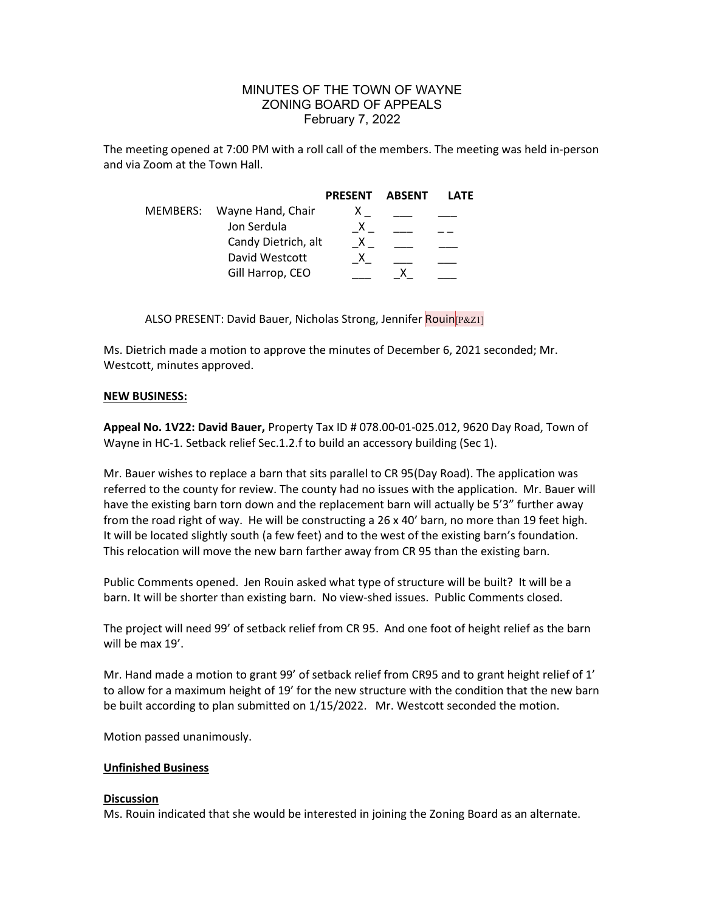# MINUTES OF THE TOWN OF WAYNE
## ZONING BOARD OF APPEALS
### February 7, 2022

The meeting opened at 7:00 PM with a roll call of the members. The meeting was held in-person and via Zoom at the Town Hall.

| MEMBERS: | | PRESENT | ABSENT | LATE |
|---|---|---|---|---|
| | Wayne Hand, Chair | X | | |
| | Jon Serdula | X | | |
| | Candy Dietrich, alt | X | | |
| | David Westcott | X | | |
| | Gill Harrop, CEO | | X | |

ALSO PRESENT: David Bauer, Nicholas Strong, Jennifer Rouin[P&Z1]

Ms. Dietrich made a motion to approve the minutes of December 6, 2021 seconded; Mr. Westcott, minutes approved.

**NEW BUSINESS:**

**Appeal No. 1V22: David Bauer,** Property Tax ID # 078.00-01-025.012, 9620 Day Road, Town of Wayne in HC-1. Setback relief Sec.1.2.f to build an accessory building (Sec 1).

Mr. Bauer wishes to replace a barn that sits parallel to CR 95(Day Road). The application was referred to the county for review. The county had no issues with the application. Mr. Bauer will have the existing barn torn down and the replacement barn will actually be 5'3" further away from the road right of way. He will be constructing a 26 x 40' barn, no more than 19 feet high. It will be located slightly south (a few feet) and to the west of the existing barn's foundation. This relocation will move the new barn farther away from CR 95 than the existing barn.

Public Comments opened. Jen Rouin asked what type of structure will be built? It will be a barn. It will be shorter than existing barn. No view-shed issues. Public Comments closed.

The project will need 99' of setback relief from CR 95. And one foot of height relief as the barn will be max 19'.

Mr. Hand made a motion to grant 99' of setback relief from CR95 and to grant height relief of 1' to allow for a maximum height of 19' for the new structure with the condition that the new barn be built according to plan submitted on 1/15/2022. Mr. Westcott seconded the motion.

Motion passed unanimously.

**Unfinished Business**

**Discussion**

Ms. Rouin indicated that she would be interested in joining the Zoning Board as an alternate.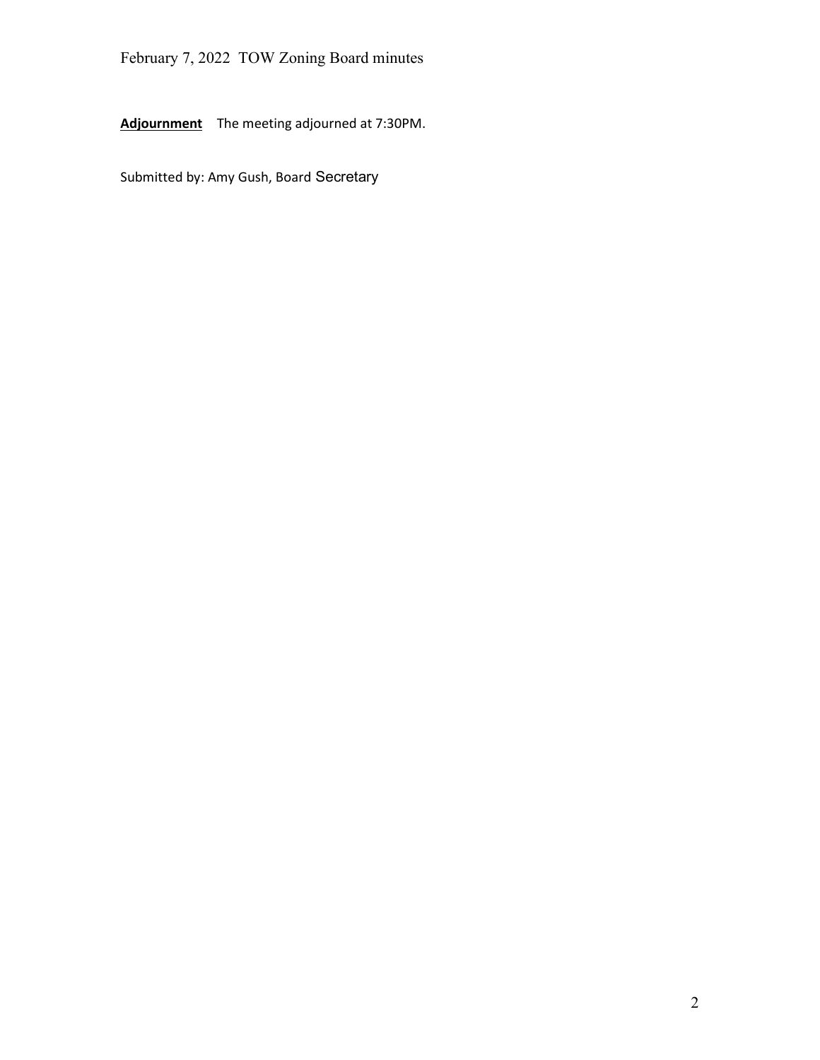**Adjournment** The meeting adjourned at 7:30PM.

Submitted by: Amy Gush, Board Secretary